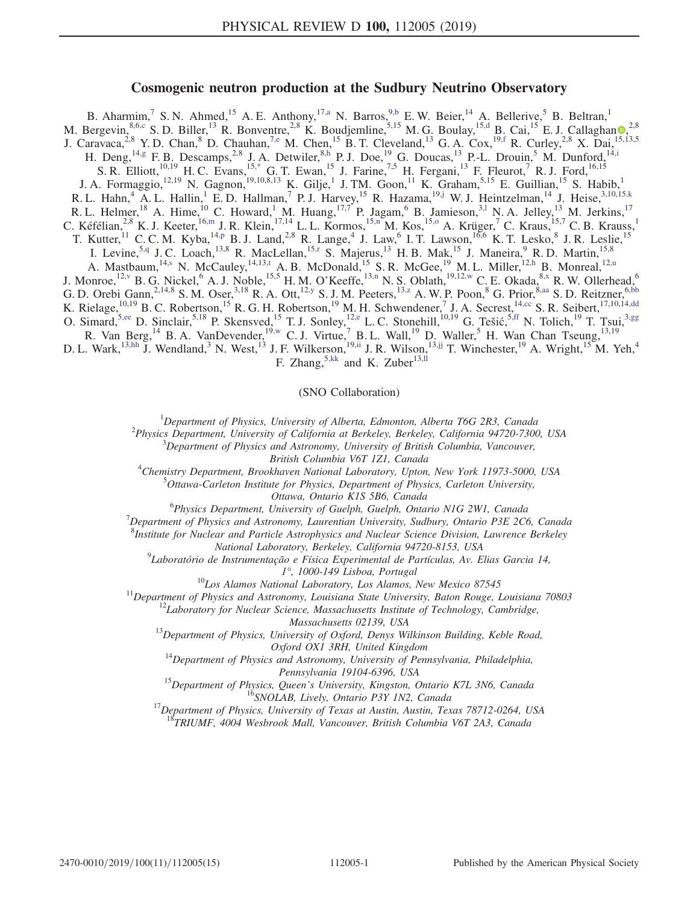# Cosmogenic neutron production at the Sudbury Neutrino Observatory

B. Aharmim,[7] S. N. Ahmed,[15] A. E. Anthony,[17,a] N. Barros,[9,b] E. W. Beier,[14] A. Bellerive,[5] B. Beltran,[1] M. Bergevin,[8,6,c] S. D. Biller,[13] R. Bonventre,[2,8] K. Boudjemline,[5,15] M. G. Boulay,[15,d] B. Cai,[15] E. J. Callaghan,[2,8] J. Caravaca,[2,8] Y. D. Chan,[8] D. Chauhan,[7,e] M. Chen,[15] B. T. Cleveland,[13] G. A. Cox,[19,f] R. Curley,[2,8] X. Dai,[15,13,5] H. Deng,[14,g] F. B. Descamps,[2,8] J. A. Detwiler,[8,h] P. J. Doe,[19] G. Doucas,[13] P.-L. Drouin,[5] M. Dunford,[14,i] S. R. Elliott,[10,19] H. C. Evans,[15,*] G. T. Ewan,[15] J. Farine,[7,5] H. Fergani,[13] F. Fleurot,[7] R. J. Ford,[16,15] J. A. Formaggio,[12,19] N. Gagnon,[19,10,8,13] K. Gilje,[1] J. TM. Goon,[11] K. Graham,[5,15] E. Guillian,[15] S. Habib,[1] R. L. Hahn,[4] A. L. Hallin,[1] E. D. Hallman,[7] P. J. Harvey,[15] R. Hazama,[19,j] W. J. Heintzelman,[14] J. Heise,[3,10,15,k] R. L. Helmer,[18] A. Hime,[10] C. Howard,[1] M. Huang,[17,7] P. Jagam,[6] B. Jamieson,[3,l] N. A. Jelley,[13] M. Jerkins,[17] C. Kéfélian,[2,8] K. J. Keeter,[16,m] J. R. Klein,[17,14] L. L. Kormos,[15,n] M. Kos,[15,o] A. Krüger,[7] C. Kraus,[15,7] C. B. Krauss,[1] T. Kutter,[11] C. C. M. Kyba,[14,p] B. J. Land,[2,8] R. Lange,[4] J. Law,[6] I. T. Lawson,[16,6] K. T. Lesko,[8] J. R. Leslie,[15] I. Levine,[5,q] J. C. Loach,[13,8] R. MacLellan,[15,r] S. Majerus,[13] H. B. Mak,[15] J. Maneira,[9] R. D. Martin,[15,8] A. Mastbaum,[14,s] N. McCauley,[14,13,t] A. B. McDonald,[15] S. R. McGee,[19] M. L. Miller,[12,h] B. Monreal,[12,u] J. Monroe,[12,v] B. G. Nickel,[6] A. J. Noble,[15,5] H. M. O'Keeffe,[13,n] N. S. Oblath,[19,12,w] C. E. Okada,[8,x] R. W. Ollerhead,[6] G. D. Orebi Gann,[2,14,8] S. M. Oser,[3,18] R. A. Ott,[12,y] S. J. M. Peeters,[13,z] A. W. P. Poon,[8] G. Prior,[8,aa] S. D. Reitzner,[6,bb] K. Rielage,[10,19] B. C. Robertson,[15] R. G. H. Robertson,[19] M. H. Schwendener,[7] J. A. Secrest,[14,cc] S. R. Seibert,[17,10,14,dd] O. Simard,[5,ee] D. Sinclair,[5,18] P. Skensved,[15] T. J. Sonley,[12,e] L. C. Stonehill,[10,19] G. Tešić,[5,ff] N. Tolich,[19] T. Tsui,[3,gg] R. Van Berg,[14] B. A. VanDevender,[19,w] C. J. Virtue,[7] B. L. Wall,[19] D. Waller,[5] H. Wan Chan Tseung,[13,19] D. L. Wark,[13,hh] J. Wendland,[3] N. West,[13] J. F. Wilkerson,[19,ii] J. R. Wilson,[13,jj] T. Winchester,[19] A. Wright,[15] M. Yeh,[4] F. Zhang,[5,kk] and K. Zuber[13,ll]

(SNO Collaboration)

[1]*Department of Physics, University of Alberta, Edmonton, Alberta T6G 2R3, Canada*
[2]*Physics Department, University of California at Berkeley, Berkeley, California 94720-7300, USA*
[3]*Department of Physics and Astronomy, University of British Columbia, Vancouver, British Columbia V6T 1Z1, Canada*
[4]*Chemistry Department, Brookhaven National Laboratory, Upton, New York 11973-5000, USA*
[5]*Ottawa-Carleton Institute for Physics, Department of Physics, Carleton University, Ottawa, Ontario K1S 5B6, Canada*
[6]*Physics Department, University of Guelph, Guelph, Ontario N1G 2W1, Canada*
[7]*Department of Physics and Astronomy, Laurentian University, Sudbury, Ontario P3E 2C6, Canada*
[8]*Institute for Nuclear and Particle Astrophysics and Nuclear Science Division, Lawrence Berkeley National Laboratory, Berkeley, California 94720-8153, USA*
[9]*Laboratório de Instrumentação e Física Experimental de Partículas, Av. Elias Garcia 14, 1°, 1000-149 Lisboa, Portugal*
[10]*Los Alamos National Laboratory, Los Alamos, New Mexico 87545*
[11]*Department of Physics and Astronomy, Louisiana State University, Baton Rouge, Louisiana 70803*
[12]*Laboratory for Nuclear Science, Massachusetts Institute of Technology, Cambridge, Massachusetts 02139, USA*
[13]*Department of Physics, University of Oxford, Denys Wilkinson Building, Keble Road, Oxford OX1 3RH, United Kingdom*
[14]*Department of Physics and Astronomy, University of Pennsylvania, Philadelphia, Pennsylvania 19104-6396, USA*
[15]*Department of Physics, Queen's University, Kingston, Ontario K7L 3N6, Canada*
[16]*SNOLAB, Lively, Ontario P3Y 1N2, Canada*
[17]*Department of Physics, University of Texas at Austin, Austin, Texas 78712-0264, USA*
[18]*TRIUMF, 4004 Wesbrook Mall, Vancouver, British Columbia V6T 2A3, Canada*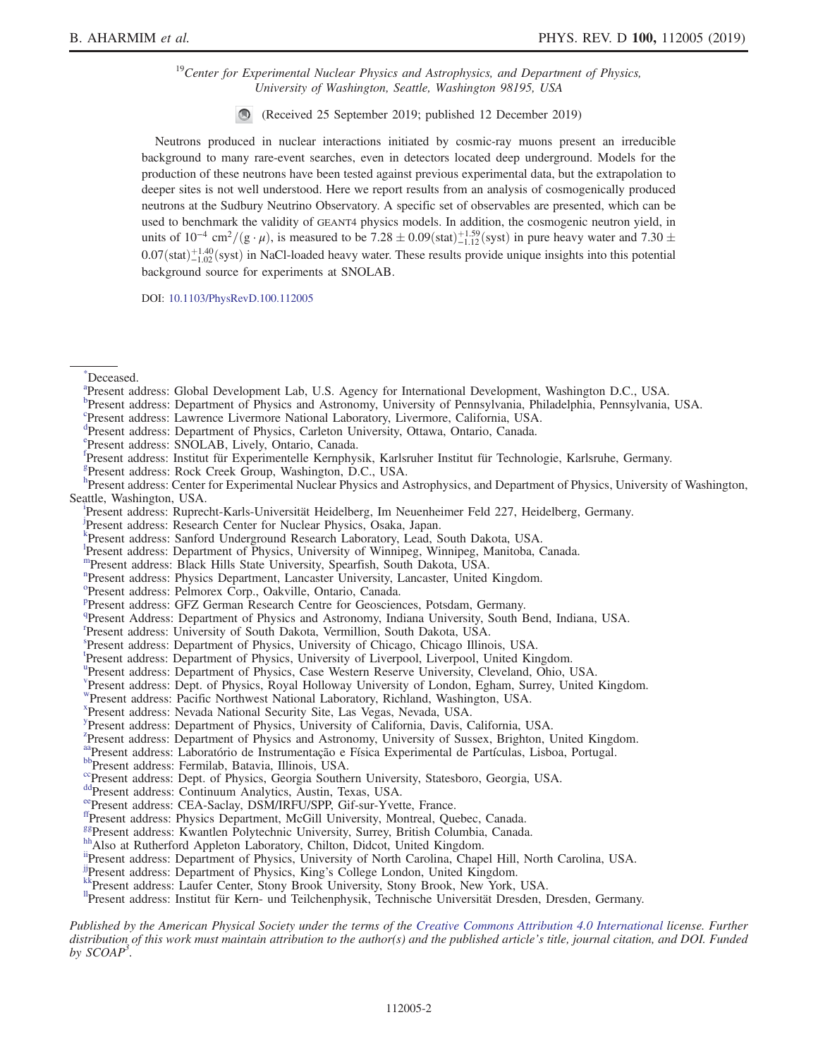[19]Center for Experimental Nuclear Physics and Astrophysics, and Department of Physics, University of Washington, Seattle, Washington 98195, USA

(Received 25 September 2019; published 12 December 2019)

Neutrons produced in nuclear interactions initiated by cosmic-ray muons present an irreducible background to many rare-event searches, even in detectors located deep underground. Models for the production of these neutrons have been tested against previous experimental data, but the extrapolation to deeper sites is not well understood. Here we report results from an analysis of cosmogenically produced neutrons at the Sudbury Neutrino Observatory. A specific set of observables are presented, which can be used to benchmark the validity of GEANT4 physics models. In addition, the cosmogenic neutron yield, in units of $10^{-4}$ $\mathrm{cm}^2/(\mathrm{g}\cdot\mu)$, is measured to be $7.28 \pm 0.09(\mathrm{stat})^{+1.59}_{-1.12}(\mathrm{syst})$ in pure heavy water and $7.30 \pm 0.07(\mathrm{stat})^{+1.40}_{-1.02}(\mathrm{syst})$ in NaCl-loaded heavy water. These results provide unique insights into this potential background source for experiments at SNOLAB.

DOI: 10.1103/PhysRevD.100.112005

[*]Deceased.
[a]Present address: Global Development Lab, U.S. Agency for International Development, Washington D.C., USA.
[b]Present address: Department of Physics and Astronomy, University of Pennsylvania, Philadelphia, Pennsylvania, USA.
[c]Present address: Lawrence Livermore National Laboratory, Livermore, California, USA.
[d]Present address: Department of Physics, Carleton University, Ottawa, Ontario, Canada.
[e]Present address: SNOLAB, Lively, Ontario, Canada.
[f]Present address: Institut für Experimentelle Kernphysik, Karlsruher Institut für Technologie, Karlsruhe, Germany.
[g]Present address: Rock Creek Group, Washington, D.C., USA.
[h]Present address: Center for Experimental Nuclear Physics and Astrophysics, and Department of Physics, University of Washington, Seattle, Washington, USA.
[i]Present address: Ruprecht-Karls-Universität Heidelberg, Im Neuenheimer Feld 227, Heidelberg, Germany.
[j]Present address: Research Center for Nuclear Physics, Osaka, Japan.
[k]Present address: Sanford Underground Research Laboratory, Lead, South Dakota, USA.
[l]Present address: Department of Physics, University of Winnipeg, Winnipeg, Manitoba, Canada.
[m]Present address: Black Hills State University, Spearfish, South Dakota, USA.
[n]Present address: Physics Department, Lancaster University, Lancaster, United Kingdom.
[o]Present address: Pelmorex Corp., Oakville, Ontario, Canada.
[p]Present address: GFZ German Research Centre for Geosciences, Potsdam, Germany.
[q]Present Address: Department of Physics and Astronomy, Indiana University, South Bend, Indiana, USA.
[r]Present address: University of South Dakota, Vermillion, South Dakota, USA.
[s]Present address: Department of Physics, University of Chicago, Chicago Illinois, USA.
[t]Present address: Department of Physics, University of Liverpool, Liverpool, United Kingdom.
[u]Present address: Department of Physics, Case Western Reserve University, Cleveland, Ohio, USA.
[v]Present address: Dept. of Physics, Royal Holloway University of London, Egham, Surrey, United Kingdom.
[w]Present address: Pacific Northwest National Laboratory, Richland, Washington, USA.
[x]Present address: Nevada National Security Site, Las Vegas, Nevada, USA.
[y]Present address: Department of Physics, University of California, Davis, California, USA.
[z]Present address: Department of Physics and Astronomy, University of Sussex, Brighton, United Kingdom.
[aa]Present address: Laboratório de Instrumentação e Física Experimental de Partículas, Lisboa, Portugal.
[bb]Present address: Fermilab, Batavia, Illinois, USA.
[cc]Present address: Dept. of Physics, Georgia Southern University, Statesboro, Georgia, USA.
[dd]Present address: Continuum Analytics, Austin, Texas, USA.
[ee]Present address: CEA-Saclay, DSM/IRFU/SPP, Gif-sur-Yvette, France.
[ff]Present address: Physics Department, McGill University, Montreal, Quebec, Canada.
[gg]Present address: Kwantlen Polytechnic University, Surrey, British Columbia, Canada.
[hh]Also at Rutherford Appleton Laboratory, Chilton, Didcot, United Kingdom.
[ii]Present address: Department of Physics, University of North Carolina, Chapel Hill, North Carolina, USA.
[jj]Present address: Department of Physics, King's College London, United Kingdom.
[kk]Present address: Laufer Center, Stony Brook University, Stony Brook, New York, USA.
[ll]Present address: Institut für Kern- und Teilchenphysik, Technische Universität Dresden, Dresden, Germany.

*Published by the American Physical Society under the terms of the Creative Commons Attribution 4.0 International license. Further distribution of this work must maintain attribution to the author(s) and the published article's title, journal citation, and DOI. Funded by SCOAP[3].*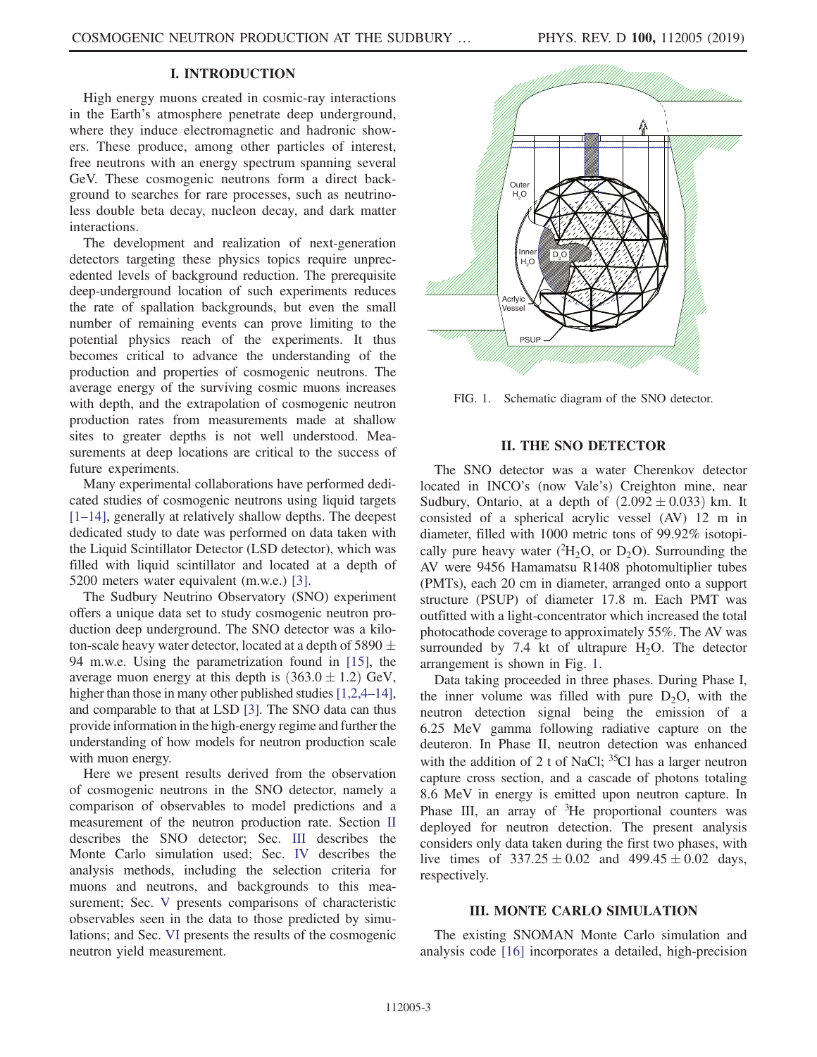## I. INTRODUCTION

High energy muons created in cosmic-ray interactions in the Earth's atmosphere penetrate deep underground, where they induce electromagnetic and hadronic showers. These produce, among other particles of interest, free neutrons with an energy spectrum spanning several GeV. These cosmogenic neutrons form a direct background to searches for rare processes, such as neutrinoless double beta decay, nucleon decay, and dark matter interactions.

The development and realization of next-generation detectors targeting these physics topics require unprecedented levels of background reduction. The prerequisite deep-underground location of such experiments reduces the rate of spallation backgrounds, but even the small number of remaining events can prove limiting to the potential physics reach of the experiments. It thus becomes critical to advance the understanding of the production and properties of cosmogenic neutrons. The average energy of the surviving cosmic muons increases with depth, and the extrapolation of cosmogenic neutron production rates from measurements made at shallow sites to greater depths is not well understood. Measurements at deep locations are critical to the success of future experiments.

Many experimental collaborations have performed dedicated studies of cosmogenic neutrons using liquid targets [1–14], generally at relatively shallow depths. The deepest dedicated study to date was performed on data taken with the Liquid Scintillator Detector (LSD detector), which was filled with liquid scintillator and located at a depth of 5200 meters water equivalent (m.w.e.) [3].

The Sudbury Neutrino Observatory (SNO) experiment offers a unique data set to study cosmogenic neutron production deep underground. The SNO detector was a kiloton-scale heavy water detector, located at a depth of $5890 \pm 94$ m.w.e. Using the parametrization found in [15], the average muon energy at this depth is $(363.0 \pm 1.2)$ GeV, higher than those in many other published studies [1,2,4–14], and comparable to that at LSD [3]. The SNO data can thus provide information in the high-energy regime and further the understanding of how models for neutron production scale with muon energy.

Here we present results derived from the observation of cosmogenic neutrons in the SNO detector, namely a comparison of observables to model predictions and a measurement of the neutron production rate. Section II describes the SNO detector; Sec. III describes the Monte Carlo simulation used; Sec. IV describes the analysis methods, including the selection criteria for muons and neutrons, and backgrounds to this measurement; Sec. V presents comparisons of characteristic observables seen in the data to those predicted by simulations; and Sec. VI presents the results of the cosmogenic neutron yield measurement.

FIG. 1. Schematic diagram of the SNO detector.

## II. THE SNO DETECTOR

The SNO detector was a water Cherenkov detector located in INCO's (now Vale's) Creighton mine, near Sudbury, Ontario, at a depth of $(2.092 \pm 0.033)$ km. It consisted of a spherical acrylic vessel (AV) 12 m in diameter, filled with 1000 metric tons of 99.92% isotopically pure heavy water ($^2H_2O$, or $D_2O$). Surrounding the AV were 9456 Hamamatsu R1408 photomultiplier tubes (PMTs), each 20 cm in diameter, arranged onto a support structure (PSUP) of diameter 17.8 m. Each PMT was outfitted with a light-concentrator which increased the total photocathode coverage to approximately 55%. The AV was surrounded by 7.4 kt of ultrapure $H_2O$. The detector arrangement is shown in Fig. 1.

Data taking proceeded in three phases. During Phase I, the inner volume was filled with pure $D_2O$, with the neutron detection signal being the emission of a 6.25 MeV gamma following radiative capture on the deuteron. In Phase II, neutron detection was enhanced with the addition of 2 t of NaCl; $^{35}Cl$ has a larger neutron capture cross section, and a cascade of photons totaling 8.6 MeV in energy is emitted upon neutron capture. In Phase III, an array of $^3He$ proportional counters was deployed for neutron detection. The present analysis considers only data taken during the first two phases, with live times of $337.25 \pm 0.02$ and $499.45 \pm 0.02$ days, respectively.

## III. MONTE CARLO SIMULATION

The existing SNOMAN Monte Carlo simulation and analysis code [16] incorporates a detailed, high-precision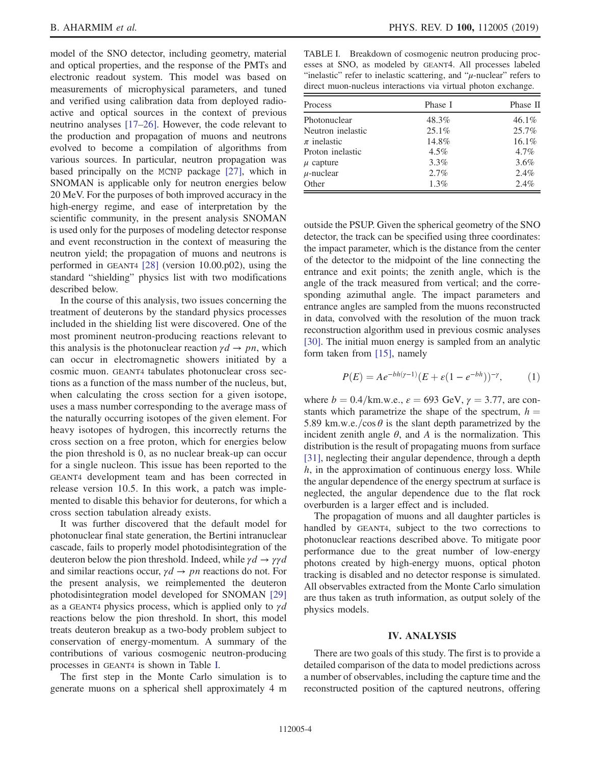model of the SNO detector, including geometry, material and optical properties, and the response of the PMTs and electronic readout system. This model was based on measurements of microphysical parameters, and tuned and verified using calibration data from deployed radioactive and optical sources in the context of previous neutrino analyses [17–26]. However, the code relevant to the production and propagation of muons and neutrons evolved to become a compilation of algorithms from various sources. In particular, neutron propagation was based principally on the MCNP package [27], which in SNOMAN is applicable only for neutron energies below 20 MeV. For the purposes of both improved accuracy in the high-energy regime, and ease of interpretation by the scientific community, in the present analysis SNOMAN is used only for the purposes of modeling detector response and event reconstruction in the context of measuring the neutron yield; the propagation of muons and neutrons is performed in GEANT4 [28] (version 10.00.p02), using the standard "shielding" physics list with two modifications described below.

In the course of this analysis, two issues concerning the treatment of deuterons by the standard physics processes included in the shielding list were discovered. One of the most prominent neutron-producing reactions relevant to this analysis is the photonuclear reaction $\gamma d \to pn$, which can occur in electromagnetic showers initiated by a cosmic muon. GEANT4 tabulates photonuclear cross sections as a function of the mass number of the nucleus, but, when calculating the cross section for a given isotope, uses a mass number corresponding to the average mass of the naturally occurring isotopes of the given element. For heavy isotopes of hydrogen, this incorrectly returns the cross section on a free proton, which for energies below the pion threshold is 0, as no nuclear break-up can occur for a single nucleon. This issue has been reported to the GEANT4 development team and has been corrected in release version 10.5. In this work, a patch was implemented to disable this behavior for deuterons, for which a cross section tabulation already exists.

It was further discovered that the default model for photonuclear final state generation, the Bertini intranuclear cascade, fails to properly model photodisintegration of the deuteron below the pion threshold. Indeed, while $\gamma d \to \gamma\gamma d$ and similar reactions occur, $\gamma d \to pn$ reactions do not. For the present analysis, we reimplemented the deuteron photodisintegration model developed for SNOMAN [29] as a GEANT4 physics process, which is applied only to $\gamma d$ reactions below the pion threshold. In short, this model treats deuteron breakup as a two-body problem subject to conservation of energy-momentum. A summary of the contributions of various cosmogenic neutron-producing processes in GEANT4 is shown in Table I.

TABLE I. Breakdown of cosmogenic neutron producing processes at SNO, as modeled by GEANT4. All processes labeled "inelastic" refer to inelastic scattering, and "$\mu$-nuclear" refers to direct muon-nucleus interactions via virtual photon exchange.

| Process | Phase I | Phase II |
|---|---|---|
| Photonuclear | 48.3% | 46.1% |
| Neutron inelastic | 25.1% | 25.7% |
| $\pi$ inelastic | 14.8% | 16.1% |
| Proton inelastic | 4.5% | 4.7% |
| $\mu$ capture | 3.3% | 3.6% |
| $\mu$-nuclear | 2.7% | 2.4% |
| Other | 1.3% | 2.4% |

The first step in the Monte Carlo simulation is to generate muons on a spherical shell approximately 4 m outside the PSUP. Given the spherical geometry of the SNO detector, the track can be specified using three coordinates: the impact parameter, which is the distance from the center of the detector to the midpoint of the line connecting the entrance and exit points; the zenith angle, which is the angle of the track measured from vertical; and the corresponding azimuthal angle. The impact parameters and entrance angles are sampled from the muons reconstructed in data, convolved with the resolution of the muon track reconstruction algorithm used in previous cosmic analyses [30]. The initial muon energy is sampled from an analytic form taken from [15], namely

$$P(E) = Ae^{-bh(\gamma-1)}(E + \varepsilon(1 - e^{-bh}))^{-\gamma}, \qquad (1)$$

where $b = 0.4/\text{km.w.e.}$, $\varepsilon = 693$ GeV, $\gamma = 3.77$, are constants which parametrize the shape of the spectrum, $h = 5.89\ \text{km.w.e.}/\cos\theta$ is the slant depth parametrized by the incident zenith angle $\theta$, and $A$ is the normalization. This distribution is the result of propagating muons from surface [31], neglecting their angular dependence, through a depth $h$, in the approximation of continuous energy loss. While the angular dependence of the energy spectrum at surface is neglected, the angular dependence due to the flat rock overburden is a larger effect and is included.

The propagation of muons and all daughter particles is handled by GEANT4, subject to the two corrections to photonuclear reactions described above. To mitigate poor performance due to the great number of low-energy photons created by high-energy muons, optical photon tracking is disabled and no detector response is simulated. All observables extracted from the Monte Carlo simulation are thus taken as truth information, as output solely of the physics models.

## IV. ANALYSIS

There are two goals of this study. The first is to provide a detailed comparison of the data to model predictions across a number of observables, including the capture time and the reconstructed position of the captured neutrons, offering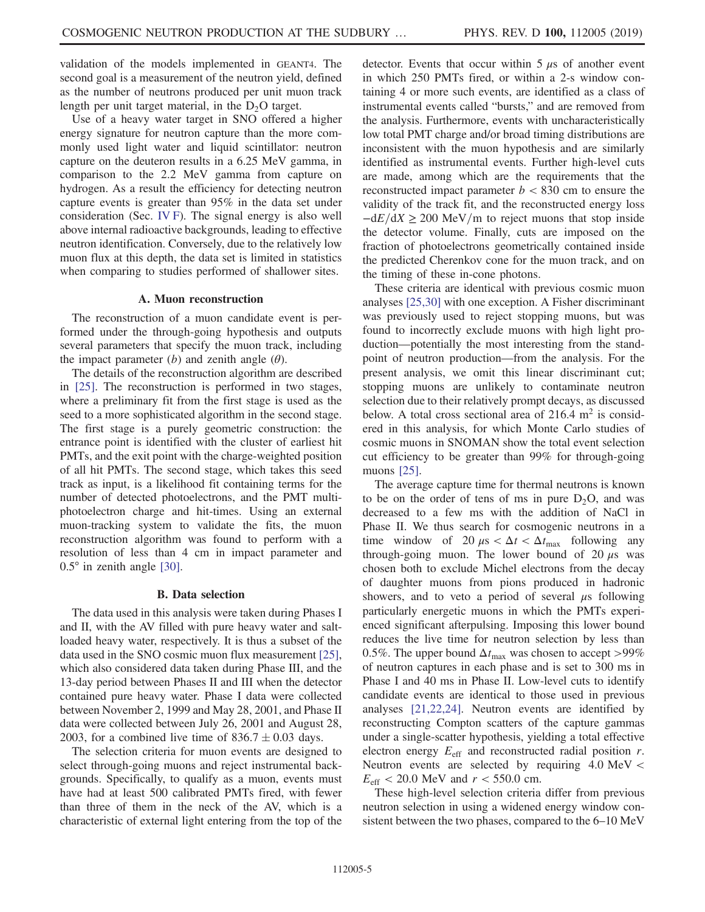validation of the models implemented in GEANT4. The second goal is a measurement of the neutron yield, defined as the number of neutrons produced per unit muon track length per unit target material, in the $D_2O$ target.

Use of a heavy water target in SNO offered a higher energy signature for neutron capture than the more commonly used light water and liquid scintillator: neutron capture on the deuteron results in a 6.25 MeV gamma, in comparison to the 2.2 MeV gamma from capture on hydrogen. As a result the efficiency for detecting neutron capture events is greater than 95% in the data set under consideration (Sec. IV F). The signal energy is also well above internal radioactive backgrounds, leading to effective neutron identification. Conversely, due to the relatively low muon flux at this depth, the data set is limited in statistics when comparing to studies performed of shallower sites.

### A. Muon reconstruction

The reconstruction of a muon candidate event is performed under the through-going hypothesis and outputs several parameters that specify the muon track, including the impact parameter ($b$) and zenith angle ($\theta$).

The details of the reconstruction algorithm are described in [25]. The reconstruction is performed in two stages, where a preliminary fit from the first stage is used as the seed to a more sophisticated algorithm in the second stage. The first stage is a purely geometric construction: the entrance point is identified with the cluster of earliest hit PMTs, and the exit point with the charge-weighted position of all hit PMTs. The second stage, which takes this seed track as input, is a likelihood fit containing terms for the number of detected photoelectrons, and the PMT multi-photoelectron charge and hit-times. Using an external muon-tracking system to validate the fits, the muon reconstruction algorithm was found to perform with a resolution of less than 4 cm in impact parameter and $0.5°$ in zenith angle [30].

### B. Data selection

The data used in this analysis were taken during Phases I and II, with the AV filled with pure heavy water and salt-loaded heavy water, respectively. It is thus a subset of the data used in the SNO cosmic muon flux measurement [25], which also considered data taken during Phase III, and the 13-day period between Phases II and III when the detector contained pure heavy water. Phase I data were collected between November 2, 1999 and May 28, 2001, and Phase II data were collected between July 26, 2001 and August 28, 2003, for a combined live time of $836.7 \pm 0.03$ days.

The selection criteria for muon events are designed to select through-going muons and reject instrumental backgrounds. Specifically, to qualify as a muon, events must have had at least 500 calibrated PMTs fired, with fewer than three of them in the neck of the AV, which is a characteristic of external light entering from the top of the detector. Events that occur within 5 $\mu$s of another event in which 250 PMTs fired, or within a 2-s window containing 4 or more such events, are identified as a class of instrumental events called "bursts," and are removed from the analysis. Furthermore, events with uncharacteristically low total PMT charge and/or broad timing distributions are inconsistent with the muon hypothesis and are similarly identified as instrumental events. Further high-level cuts are made, among which are the requirements that the reconstructed impact parameter $b < 830$ cm to ensure the validity of the track fit, and the reconstructed energy loss $-\mathrm{d}E/\mathrm{d}X \geq 200$ MeV/m to reject muons that stop inside the detector volume. Finally, cuts are imposed on the fraction of photoelectrons geometrically contained inside the predicted Cherenkov cone for the muon track, and on the timing of these in-cone photons.

These criteria are identical with previous cosmic muon analyses [25,30] with one exception. A Fisher discriminant was previously used to reject stopping muons, but was found to incorrectly exclude muons with high light production—potentially the most interesting from the standpoint of neutron production—from the analysis. For the present analysis, we omit this linear discriminant cut; stopping muons are unlikely to contaminate neutron selection due to their relatively prompt decays, as discussed below. A total cross sectional area of 216.4 $\mathrm{m}^2$ is considered in this analysis, for which Monte Carlo studies of cosmic muons in SNOMAN show the total event selection cut efficiency to be greater than 99% for through-going muons [25].

The average capture time for thermal neutrons is known to be on the order of tens of ms in pure $D_2O$, and was decreased to a few ms with the addition of NaCl in Phase II. We thus search for cosmogenic neutrons in a time window of $20\ \mu\mathrm{s} < \Delta t < \Delta t_{\mathrm{max}}$ following any through-going muon. The lower bound of 20 $\mu$s was chosen both to exclude Michel electrons from the decay of daughter muons from pions produced in hadronic showers, and to veto a period of several $\mu$s following particularly energetic muons in which the PMTs experienced significant afterpulsing. Imposing this lower bound reduces the live time for neutron selection by less than 0.5%. The upper bound $\Delta t_{\mathrm{max}}$ was chosen to accept >99% of neutron captures in each phase and is set to 300 ms in Phase I and 40 ms in Phase II. Low-level cuts to identify candidate events are identical to those used in previous analyses [21,22,24]. Neutron events are identified by reconstructing Compton scatters of the capture gammas under a single-scatter hypothesis, yielding a total effective electron energy $E_{\mathrm{eff}}$ and reconstructed radial position $r$. Neutron events are selected by requiring $4.0\ \mathrm{MeV} < E_{\mathrm{eff}} < 20.0$ MeV and $r < 550.0$ cm.

These high-level selection criteria differ from previous neutron selection in using a widened energy window consistent between the two phases, compared to the 6–10 MeV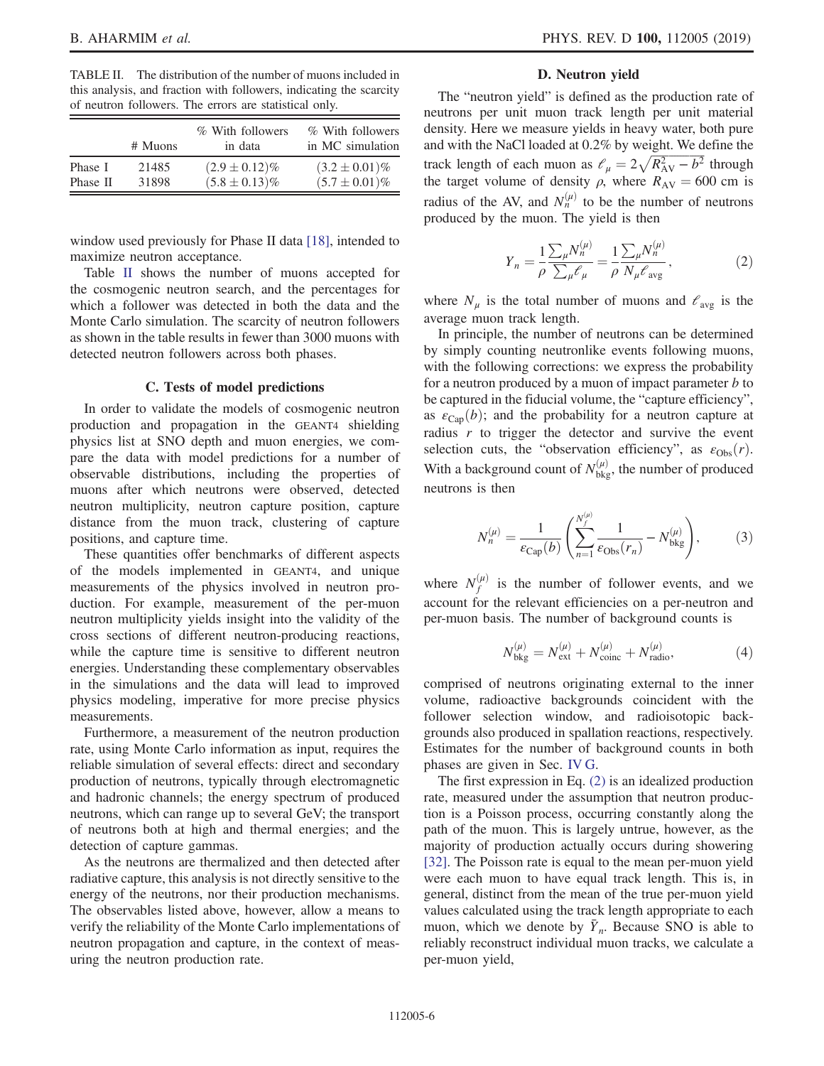TABLE II. The distribution of the number of muons included in this analysis, and fraction with followers, indicating the scarcity of neutron followers. The errors are statistical only.

| | # Muons | % With followers in data | % With followers in MC simulation |
|---|---|---|---|
| Phase I | 21485 | $(2.9 \pm 0.12)\%$ | $(3.2 \pm 0.01)\%$ |
| Phase II | 31898 | $(5.8 \pm 0.13)\%$ | $(5.7 \pm 0.01)\%$ |

window used previously for Phase II data [18], intended to maximize neutron acceptance.

Table II shows the number of muons accepted for the cosmogenic neutron search, and the percentages for which a follower was detected in both the data and the Monte Carlo simulation. The scarcity of neutron followers as shown in the table results in fewer than 3000 muons with detected neutron followers across both phases.

### C. Tests of model predictions

In order to validate the models of cosmogenic neutron production and propagation in the GEANT4 shielding physics list at SNO depth and muon energies, we compare the data with model predictions for a number of observable distributions, including the properties of muons after which neutrons were observed, detected neutron multiplicity, neutron capture position, capture distance from the muon track, clustering of capture positions, and capture time.

These quantities offer benchmarks of different aspects of the models implemented in GEANT4, and unique measurements of the physics involved in neutron production. For example, measurement of the per-muon neutron multiplicity yields insight into the validity of the cross sections of different neutron-producing reactions, while the capture time is sensitive to different neutron energies. Understanding these complementary observables in the simulations and the data will lead to improved physics modeling, imperative for more precise physics measurements.

Furthermore, a measurement of the neutron production rate, using Monte Carlo information as input, requires the reliable simulation of several effects: direct and secondary production of neutrons, typically through electromagnetic and hadronic channels; the energy spectrum of produced neutrons, which can range up to several GeV; the transport of neutrons both at high and thermal energies; and the detection of capture gammas.

As the neutrons are thermalized and then detected after radiative capture, this analysis is not directly sensitive to the energy of the neutrons, nor their production mechanisms. The observables listed above, however, allow a means to verify the reliability of the Monte Carlo implementations of neutron propagation and capture, in the context of measuring the neutron production rate.

### D. Neutron yield

The "neutron yield" is defined as the production rate of neutrons per unit muon track length per unit material density. Here we measure yields in heavy water, both pure and with the NaCl loaded at 0.2% by weight. We define the track length of each muon as $\ell_\mu = 2\sqrt{R_{\mathrm{AV}}^2 - b^2}$ through the target volume of density $\rho$, where $R_{\mathrm{AV}} = 600$ cm is radius of the AV, and $N_n^{(\mu)}$ to be the number of neutrons produced by the muon. The yield is then

$$Y_n = \frac{1}{\rho}\frac{\sum_\mu N_n^{(\mu)}}{\sum_\mu \ell_\mu} = \frac{1}{\rho}\frac{\sum_\mu N_n^{(\mu)}}{N_\mu \ell_{\mathrm{avg}}}, \tag{2}$$

where $N_\mu$ is the total number of muons and $\ell_{\mathrm{avg}}$ is the average muon track length.

In principle, the number of neutrons can be determined by simply counting neutronlike events following muons, with the following corrections: we express the probability for a neutron produced by a muon of impact parameter $b$ to be captured in the fiducial volume, the "capture efficiency", as $\varepsilon_{\mathrm{Cap}}(b)$; and the probability for a neutron capture at radius $r$ to trigger the detector and survive the event selection cuts, the "observation efficiency", as $\varepsilon_{\mathrm{Obs}}(r)$. With a background count of $N_{\mathrm{bkg}}^{(\mu)}$, the number of produced neutrons is then

$$N_n^{(\mu)} = \frac{1}{\varepsilon_{\mathrm{Cap}}(b)}\left(\sum_{n=1}^{N_f^{(\mu)}} \frac{1}{\varepsilon_{\mathrm{Obs}}(r_n)} - N_{\mathrm{bkg}}^{(\mu)}\right), \tag{3}$$

where $N_f^{(\mu)}$ is the number of follower events, and we account for the relevant efficiencies on a per-neutron and per-muon basis. The number of background counts is

$$N_{\mathrm{bkg}}^{(\mu)} = N_{\mathrm{ext}}^{(\mu)} + N_{\mathrm{coinc}}^{(\mu)} + N_{\mathrm{radio}}^{(\mu)}, \tag{4}$$

comprised of neutrons originating external to the inner volume, radioactive backgrounds coincident with the follower selection window, and radioisotopic backgrounds also produced in spallation reactions, respectively. Estimates for the number of background counts in both phases are given in Sec. IV G.

The first expression in Eq. (2) is an idealized production rate, measured under the assumption that neutron production is a Poisson process, occurring constantly along the path of the muon. This is largely untrue, however, as the majority of production actually occurs during showering [32]. The Poisson rate is equal to the mean per-muon yield were each muon to have equal track length. This is, in general, distinct from the mean of the true per-muon yield values calculated using the track length appropriate to each muon, which we denote by $\bar{Y}_n$. Because SNO is able to reliably reconstruct individual muon tracks, we calculate a per-muon yield,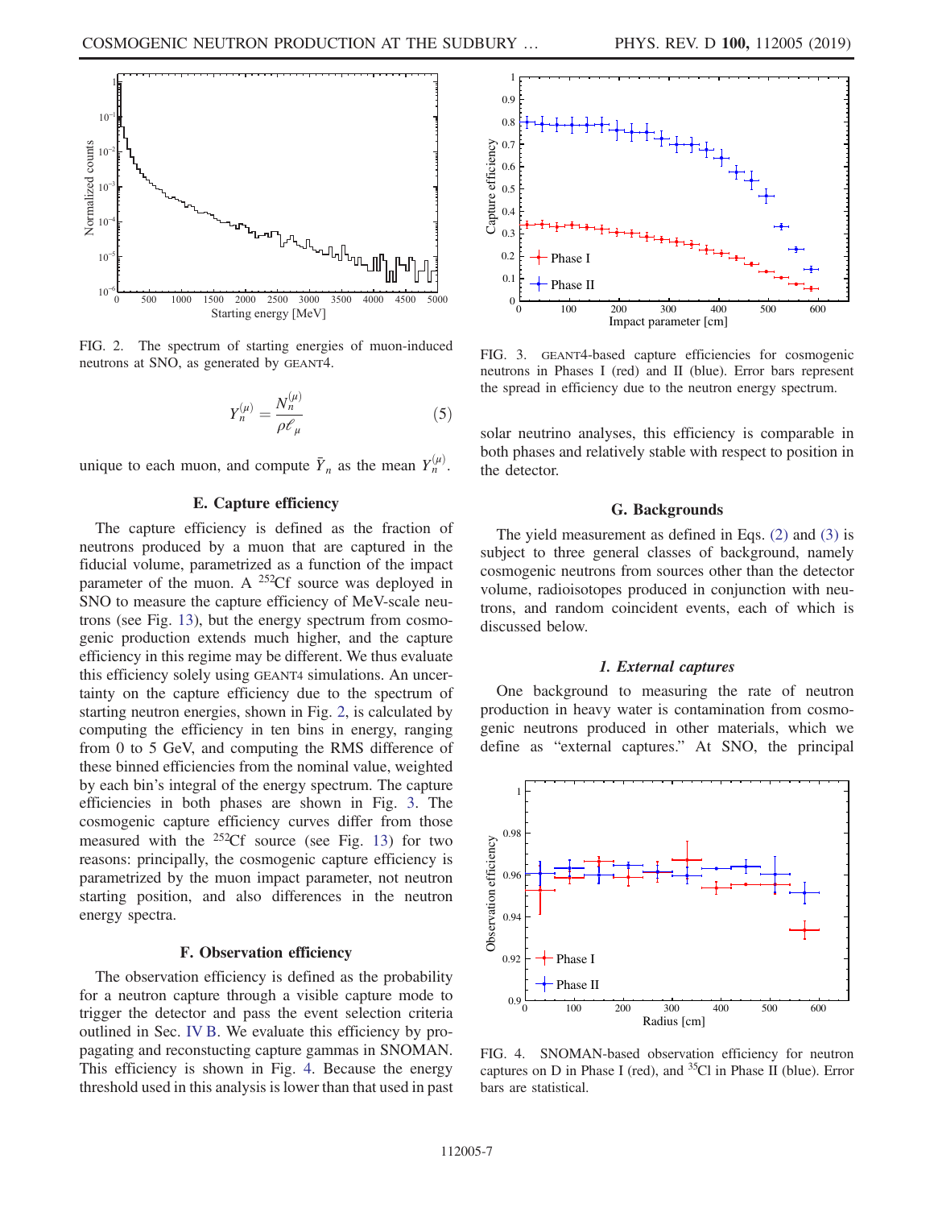FIG. 2. The spectrum of starting energies of muon-induced neutrons at SNO, as generated by GEANT4.

$$Y_n^{(\mu)} = \frac{N_n^{(\mu)}}{\rho \ell_\mu} \tag{5}$$

unique to each muon, and compute $\bar{Y}_n$ as the mean $Y_n^{(\mu)}$.

### E. Capture efficiency

The capture efficiency is defined as the fraction of neutrons produced by a muon that are captured in the fiducial volume, parametrized as a function of the impact parameter of the muon. A $^{252}$Cf source was deployed in SNO to measure the capture efficiency of MeV-scale neutrons (see Fig. 13), but the energy spectrum from cosmogenic production extends much higher, and the capture efficiency in this regime may be different. We thus evaluate this efficiency solely using GEANT4 simulations. An uncertainty on the capture efficiency due to the spectrum of starting neutron energies, shown in Fig. 2, is calculated by computing the efficiency in ten bins in energy, ranging from 0 to 5 GeV, and computing the RMS difference of these binned efficiencies from the nominal value, weighted by each bin's integral of the energy spectrum. The capture efficiencies in both phases are shown in Fig. 3. The cosmogenic capture efficiency curves differ from those measured with the $^{252}$Cf source (see Fig. 13) for two reasons: principally, the cosmogenic capture efficiency is parametrized by the muon impact parameter, not neutron starting position, and also differences in the neutron energy spectra.

### F. Observation efficiency

The observation efficiency is defined as the probability for a neutron capture through a visible capture mode to trigger the detector and pass the event selection criteria outlined in Sec. IV B. We evaluate this efficiency by propagating and reconstucting capture gammas in SNOMAN. This efficiency is shown in Fig. 4. Because the energy threshold used in this analysis is lower than that used in past solar neutrino analyses, this efficiency is comparable in both phases and relatively stable with respect to position in the detector.

FIG. 3. GEANT4-based capture efficiencies for cosmogenic neutrons in Phases I (red) and II (blue). Error bars represent the spread in efficiency due to the neutron energy spectrum.

### G. Backgrounds

The yield measurement as defined in Eqs. (2) and (3) is subject to three general classes of background, namely cosmogenic neutrons from sources other than the detector volume, radioisotopes produced in conjunction with neutrons, and random coincident events, each of which is discussed below.

#### *1. External captures*

One background to measuring the rate of neutron production in heavy water is contamination from cosmogenic neutrons produced in other materials, which we define as "external captures." At SNO, the principal

FIG. 4. SNOMAN-based observation efficiency for neutron captures on D in Phase I (red), and $^{35}$Cl in Phase II (blue). Error bars are statistical.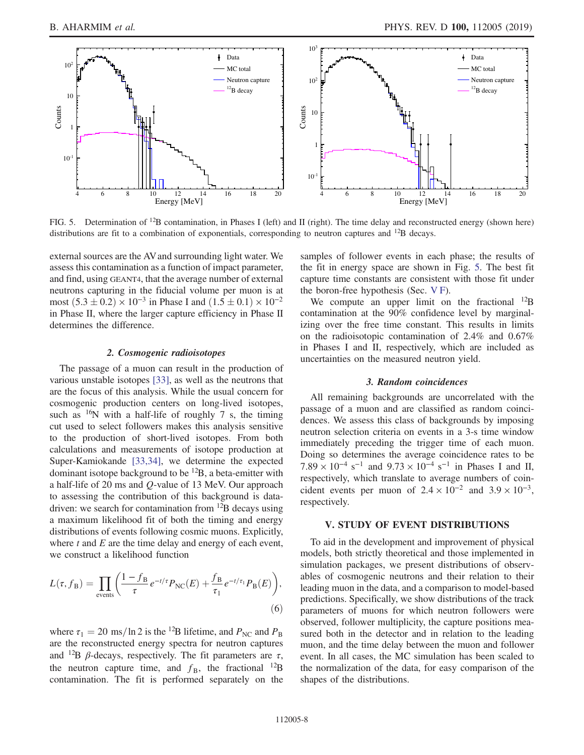FIG. 5. Determination of $^{12}$B contamination, in Phases I (left) and II (right). The time delay and reconstructed energy (shown here) distributions are fit to a combination of exponentials, corresponding to neutron captures and $^{12}$B decays.

external sources are the AV and surrounding light water. We assess this contamination as a function of impact parameter, and find, using GEANT4, that the average number of external neutrons capturing in the fiducial volume per muon is at most $(5.3 \pm 0.2) \times 10^{-3}$ in Phase I and $(1.5 \pm 0.1) \times 10^{-2}$ in Phase II, where the larger capture efficiency in Phase II determines the difference.

#### 2. Cosmogenic radioisotopes

The passage of a muon can result in the production of various unstable isotopes [33], as well as the neutrons that are the focus of this analysis. While the usual concern for cosmogenic production centers on long-lived isotopes, such as $^{16}$N with a half-life of roughly 7 s, the timing cut used to select followers makes this analysis sensitive to the production of short-lived isotopes. From both calculations and measurements of isotope production at Super-Kamiokande [33,34], we determine the expected dominant isotope background to be $^{12}$B, a beta-emitter with a half-life of 20 ms and $Q$-value of 13 MeV. Our approach to assessing the contribution of this background is data-driven: we search for contamination from $^{12}$B decays using a maximum likelihood fit of both the timing and energy distributions of events following cosmic muons. Explicitly, where $t$ and $E$ are the time delay and energy of each event, we construct a likelihood function

$$L(\tau, f_{\mathrm{B}}) = \prod_{\text{events}} \left( \frac{1 - f_{\mathrm{B}}}{\tau} e^{-t/\tau} P_{\mathrm{NC}}(E) + \frac{f_{\mathrm{B}}}{\tau_1} e^{-t/\tau_1} P_{\mathrm{B}}(E) \right), \tag{6}$$

where $\tau_1 = 20\ \mathrm{ms}/\ln 2$ is the $^{12}$B lifetime, and $P_{\mathrm{NC}}$ and $P_{\mathrm{B}}$ are the reconstructed energy spectra for neutron captures and $^{12}$B $\beta$-decays, respectively. The fit parameters are $\tau$, the neutron capture time, and $f_{\mathrm{B}}$, the fractional $^{12}$B contamination. The fit is performed separately on the samples of follower events in each phase; the results of the fit in energy space are shown in Fig. 5. The best fit capture time constants are consistent with those fit under the boron-free hypothesis (Sec. V F).

We compute an upper limit on the fractional $^{12}$B contamination at the 90% confidence level by marginalizing over the free time constant. This results in limits on the radioisotopic contamination of 2.4% and 0.67% in Phases I and II, respectively, which are included as uncertainties on the measured neutron yield.

#### 3. Random coincidences

All remaining backgrounds are uncorrelated with the passage of a muon and are classified as random coincidences. We assess this class of backgrounds by imposing neutron selection criteria on events in a 3-s time window immediately preceding the trigger time of each muon. Doing so determines the average coincidence rates to be $7.89 \times 10^{-4}\ \mathrm{s}^{-1}$ and $9.73 \times 10^{-4}\ \mathrm{s}^{-1}$ in Phases I and II, respectively, which translate to average numbers of coincident events per muon of $2.4 \times 10^{-2}$ and $3.9 \times 10^{-3}$, respectively.

## V. STUDY OF EVENT DISTRIBUTIONS

To aid in the development and improvement of physical models, both strictly theoretical and those implemented in simulation packages, we present distributions of observables of cosmogenic neutrons and their relation to their leading muon in the data, and a comparison to model-based predictions. Specifically, we show distributions of the track parameters of muons for which neutron followers were observed, follower multiplicity, the capture positions measured both in the detector and in relation to the leading muon, and the time delay between the muon and follower event. In all cases, the MC simulation has been scaled to the normalization of the data, for easy comparison of the shapes of the distributions.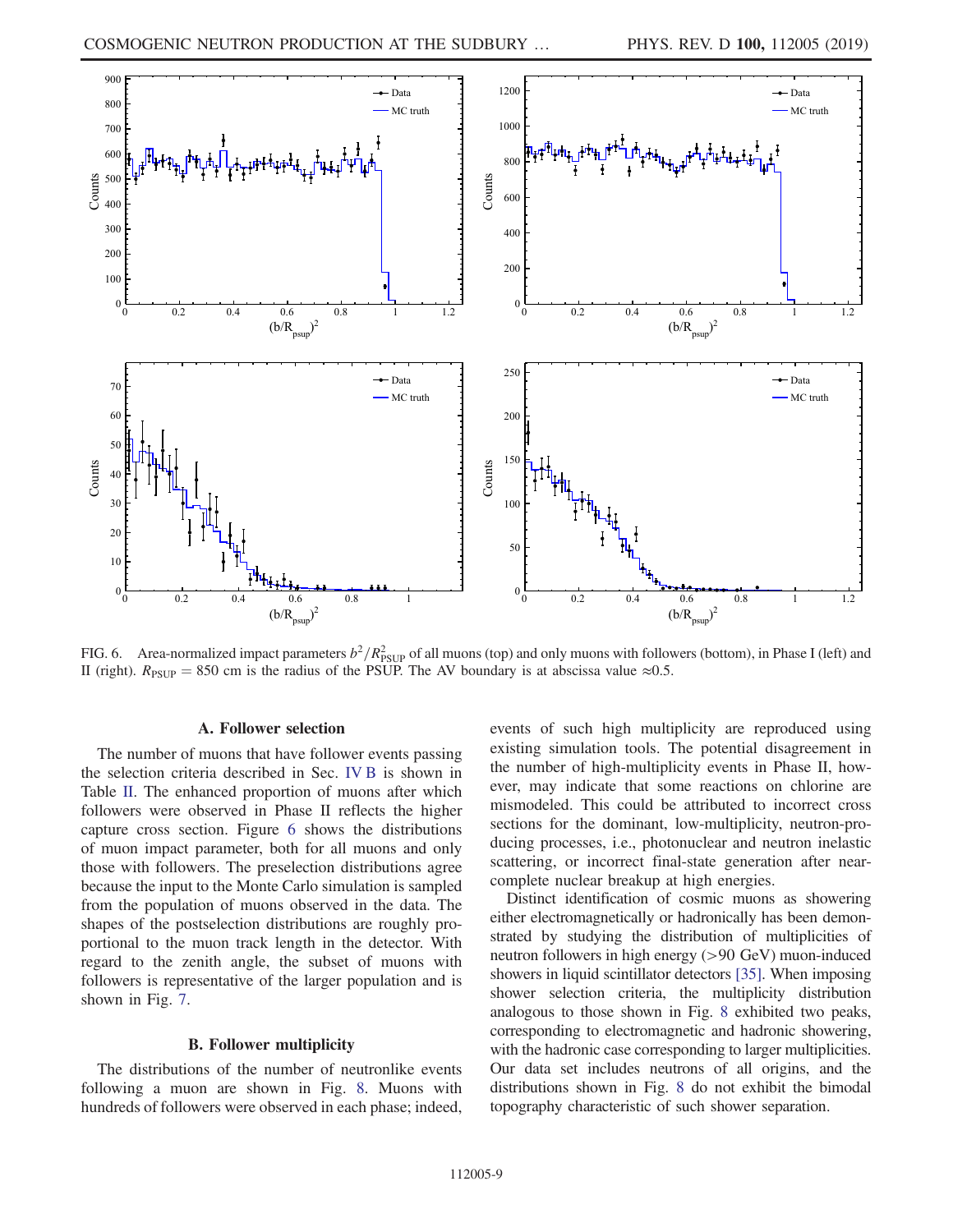FIG. 6. Area-normalized impact parameters $b^2/R^2_{\rm PSUP}$ of all muons (top) and only muons with followers (bottom), in Phase I (left) and II (right). $R_{\rm PSUP} = 850$ cm is the radius of the PSUP. The AV boundary is at abscissa value ≈0.5.

### A. Follower selection

The number of muons that have follower events passing the selection criteria described in Sec. IV B is shown in Table II. The enhanced proportion of muons after which followers were observed in Phase II reflects the higher capture cross section. Figure 6 shows the distributions of muon impact parameter, both for all muons and only those with followers. The preselection distributions agree because the input to the Monte Carlo simulation is sampled from the population of muons observed in the data. The shapes of the postselection distributions are roughly proportional to the muon track length in the detector. With regard to the zenith angle, the subset of muons with followers is representative of the larger population and is shown in Fig. 7.

### B. Follower multiplicity

The distributions of the number of neutronlike events following a muon are shown in Fig. 8. Muons with hundreds of followers were observed in each phase; indeed, events of such high multiplicity are reproduced using existing simulation tools. The potential disagreement in the number of high-multiplicity events in Phase II, however, may indicate that some reactions on chlorine are mismodeled. This could be attributed to incorrect cross sections for the dominant, low-multiplicity, neutron-producing processes, i.e., photonuclear and neutron inelastic scattering, or incorrect final-state generation after near-complete nuclear breakup at high energies.

Distinct identification of cosmic muons as showering either electromagnetically or hadronically has been demonstrated by studying the distribution of multiplicities of neutron followers in high energy (>90 GeV) muon-induced showers in liquid scintillator detectors [35]. When imposing shower selection criteria, the multiplicity distribution analogous to those shown in Fig. 8 exhibited two peaks, corresponding to electromagnetic and hadronic showering, with the hadronic case corresponding to larger multiplicities. Our data set includes neutrons of all origins, and the distributions shown in Fig. 8 do not exhibit the bimodal topography characteristic of such shower separation.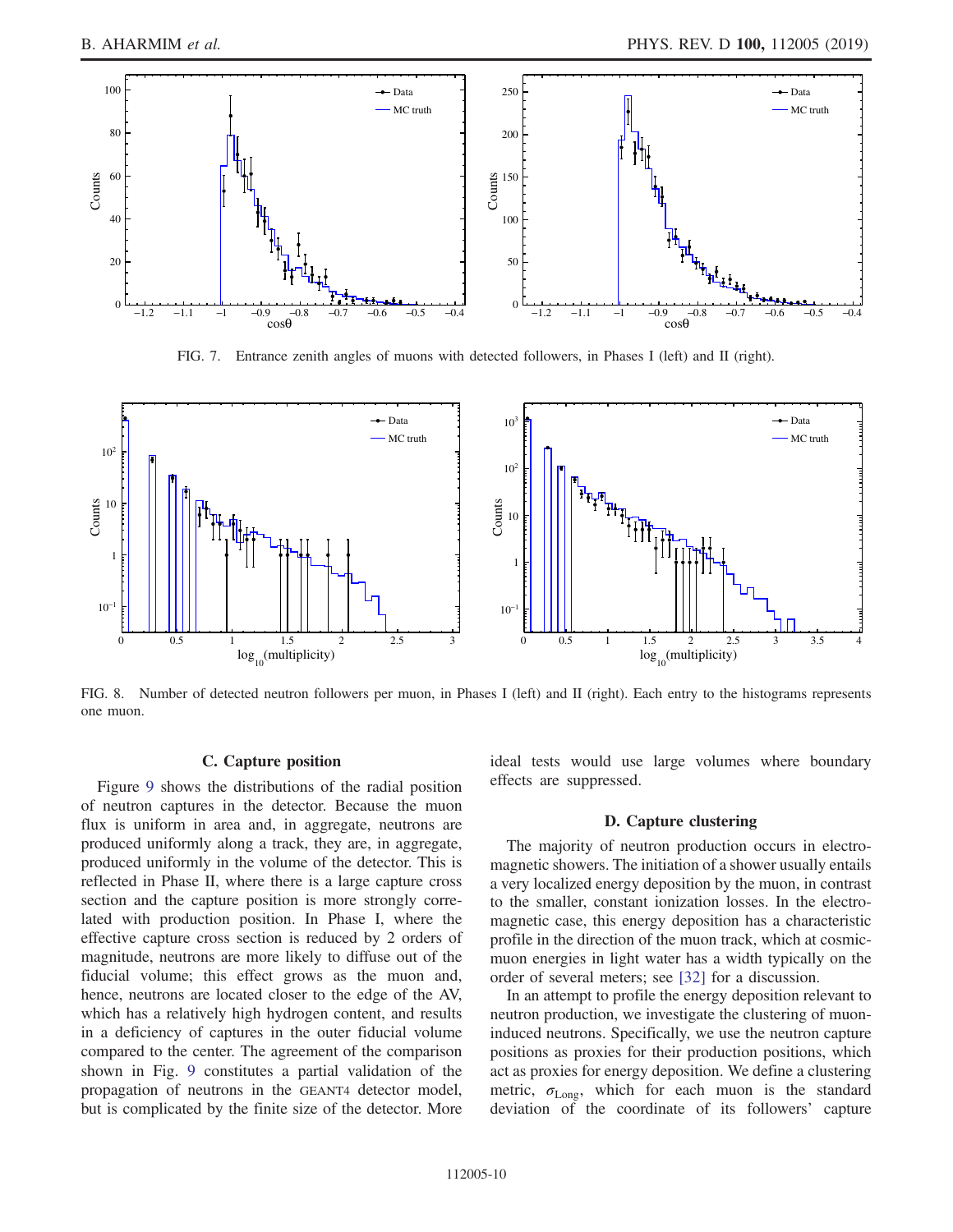FIG. 7. Entrance zenith angles of muons with detected followers, in Phases I (left) and II (right).

FIG. 8. Number of detected neutron followers per muon, in Phases I (left) and II (right). Each entry to the histograms represents one muon.

### C. Capture position

Figure 9 shows the distributions of the radial position of neutron captures in the detector. Because the muon flux is uniform in area and, in aggregate, neutrons are produced uniformly along a track, they are, in aggregate, produced uniformly in the volume of the detector. This is reflected in Phase II, where there is a large capture cross section and the capture position is more strongly correlated with production position. In Phase I, where the effective capture cross section is reduced by 2 orders of magnitude, neutrons are more likely to diffuse out of the fiducial volume; this effect grows as the muon and, hence, neutrons are located closer to the edge of the AV, which has a relatively high hydrogen content, and results in a deficiency of captures in the outer fiducial volume compared to the center. The agreement of the comparison shown in Fig. 9 constitutes a partial validation of the propagation of neutrons in the GEANT4 detector model, but is complicated by the finite size of the detector. More ideal tests would use large volumes where boundary effects are suppressed.

### D. Capture clustering

The majority of neutron production occurs in electromagnetic showers. The initiation of a shower usually entails a very localized energy deposition by the muon, in contrast to the smaller, constant ionization losses. In the electromagnetic case, this energy deposition has a characteristic profile in the direction of the muon track, which at cosmic-muon energies in light water has a width typically on the order of several meters; see [32] for a discussion.

In an attempt to profile the energy deposition relevant to neutron production, we investigate the clustering of muon-induced neutrons. Specifically, we use the neutron capture positions as proxies for their production positions, which act as proxies for energy deposition. We define a clustering metric, $\sigma_{\text{Long}}$, which for each muon is the standard deviation of the coordinate of its followers' capture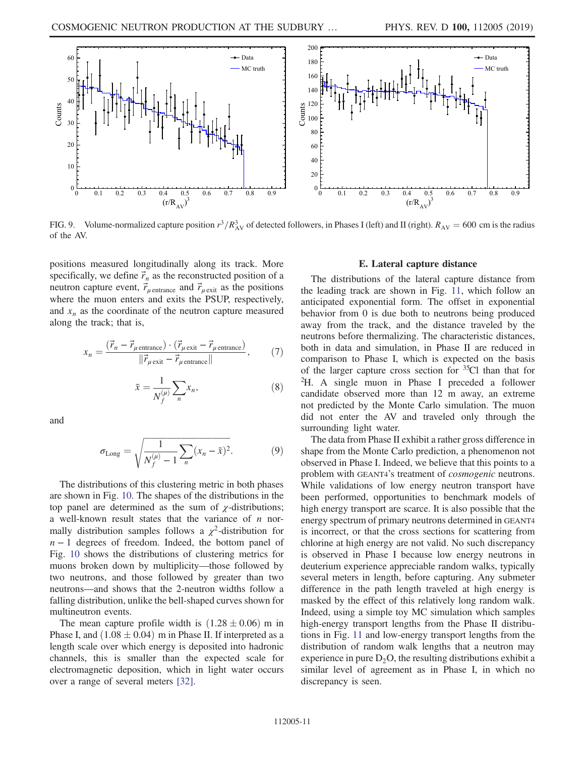FIG. 9. Volume-normalized capture position $r^3/R_{\mathrm{AV}}^3$ of detected followers, in Phases I (left) and II (right). $R_{\mathrm{AV}} = 600$ cm is the radius of the AV.

positions measured longitudinally along its track. More specifically, we define $\vec{r}_n$ as the reconstructed position of a neutron capture event, $\vec{r}_{\mu\,\mathrm{entrance}}$ and $\vec{r}_{\mu\,\mathrm{exit}}$ as the positions where the muon enters and exits the PSUP, respectively, and $x_n$ as the coordinate of the neutron capture measured along the track; that is,

$$x_n = \frac{(\vec{r}_n - \vec{r}_{\mu\,\mathrm{entrance}}) \cdot (\vec{r}_{\mu\,\mathrm{exit}} - \vec{r}_{\mu\,\mathrm{entrance}})}{\|\vec{r}_{\mu\,\mathrm{exit}} - \vec{r}_{\mu\,\mathrm{entrance}}\|}, \tag{7}$$

$$\bar{x} = \frac{1}{N_f^{(\mu)}} \sum_n x_n, \tag{8}$$

and

$$\sigma_{\mathrm{Long}} = \sqrt{\frac{1}{N_f^{(\mu)} - 1} \sum_n (x_n - \bar{x})^2}. \tag{9}$$

The distributions of this clustering metric in both phases are shown in Fig. 10. The shapes of the distributions in the top panel are determined as the sum of $\chi$-distributions; a well-known result states that the variance of $n$ normally distribution samples follows a $\chi^2$-distribution for $n-1$ degrees of freedom. Indeed, the bottom panel of Fig. 10 shows the distributions of clustering metrics for muons broken down by multiplicity—those followed by two neutrons, and those followed by greater than two neutrons—and shows that the 2-neutron widths follow a falling distribution, unlike the bell-shaped curves shown for multineutron events.

The mean capture profile width is $(1.28 \pm 0.06)$ m in Phase I, and $(1.08 \pm 0.04)$ m in Phase II. If interpreted as a length scale over which energy is deposited into hadronic channels, this is smaller than the expected scale for electromagnetic deposition, which in light water occurs over a range of several meters [32].

### E. Lateral capture distance

The distributions of the lateral capture distance from the leading track are shown in Fig. 11, which follow an anticipated exponential form. The offset in exponential behavior from 0 is due both to neutrons being produced away from the track, and the distance traveled by the neutrons before thermalizing. The characteristic distances, both in data and simulation, in Phase II are reduced in comparison to Phase I, which is expected on the basis of the larger capture cross section for $^{35}$Cl than that for $^{2}$H. A single muon in Phase I preceded a follower candidate observed more than 12 m away, an extreme not predicted by the Monte Carlo simulation. The muon did not enter the AV and traveled only through the surrounding light water.

The data from Phase II exhibit a rather gross difference in shape from the Monte Carlo prediction, a phenomenon not observed in Phase I. Indeed, we believe that this points to a problem with GEANT4's treatment of *cosmogenic* neutrons. While validations of low energy neutron transport have been performed, opportunities to benchmark models of high energy transport are scarce. It is also possible that the energy spectrum of primary neutrons determined in GEANT4 is incorrect, or that the cross sections for scattering from chlorine at high energy are not valid. No such discrepancy is observed in Phase I because low energy neutrons in deuterium experience appreciable random walks, typically several meters in length, before capturing. Any submeter difference in the path length traveled at high energy is masked by the effect of this relatively long random walk. Indeed, using a simple toy MC simulation which samples high-energy transport lengths from the Phase II distributions in Fig. 11 and low-energy transport lengths from the distribution of random walk lengths that a neutron may experience in pure $D_2O$, the resulting distributions exhibit a similar level of agreement as in Phase I, in which no discrepancy is seen.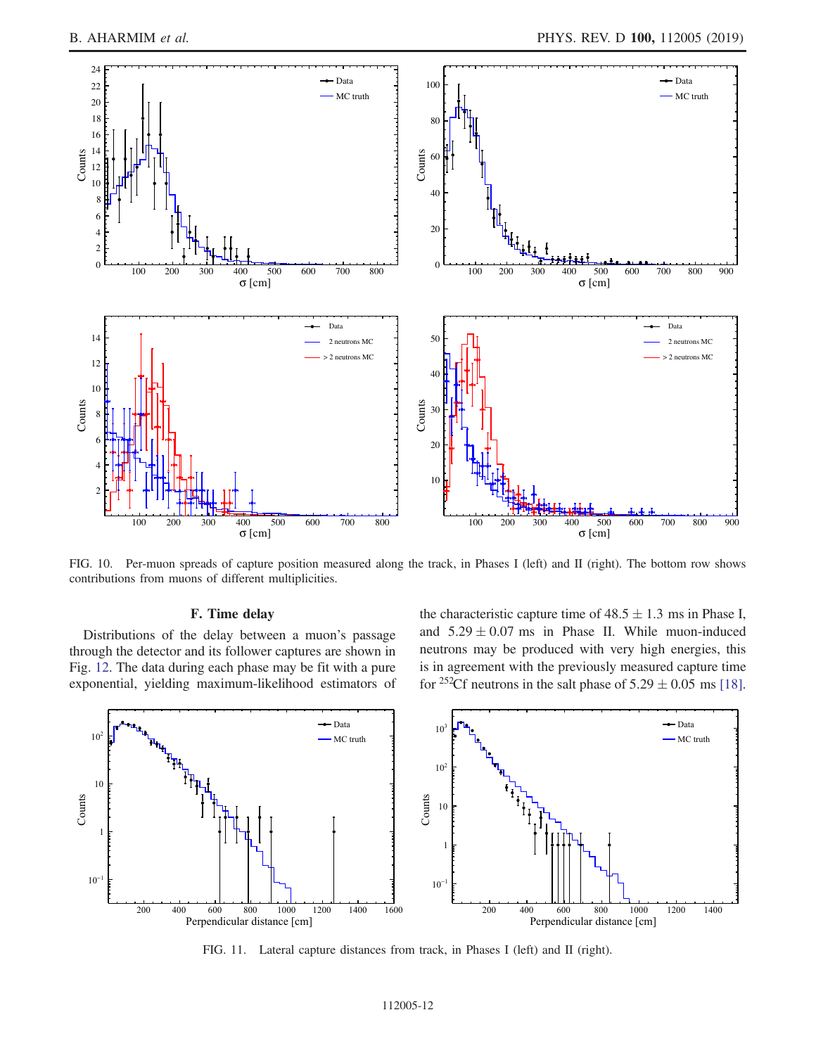FIG. 10. Per-muon spreads of capture position measured along the track, in Phases I (left) and II (right). The bottom row shows contributions from muons of different multiplicities.

### F. Time delay

Distributions of the delay between a muon's passage through the detector and its follower captures are shown in Fig. 12. The data during each phase may be fit with a pure exponential, yielding maximum-likelihood estimators of the characteristic capture time of $48.5 \pm 1.3$ ms in Phase I, and $5.29 \pm 0.07$ ms in Phase II. While muon-induced neutrons may be produced with very high energies, this is in agreement with the previously measured capture time for $^{252}$Cf neutrons in the salt phase of $5.29 \pm 0.05$ ms [18].

FIG. 11. Lateral capture distances from track, in Phases I (left) and II (right).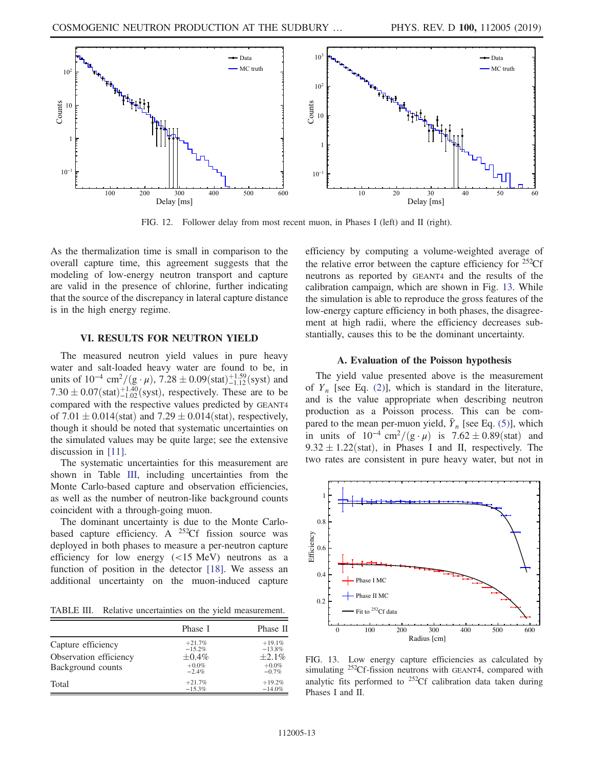FIG. 12. Follower delay from most recent muon, in Phases I (left) and II (right).

As the thermalization time is small in comparison to the overall capture time, this agreement suggests that the modeling of low-energy neutron transport and capture are valid in the presence of chlorine, further indicating that the source of the discrepancy in lateral capture distance is in the high energy regime.

## VI. RESULTS FOR NEUTRON YIELD

The measured neutron yield values in pure heavy water and salt-loaded heavy water are found to be, in units of $10^{-4}$ $\mathrm{cm}^2/(\mathrm{g}\cdot\mu)$, $7.28 \pm 0.09(\mathrm{stat})^{+1.59}_{-1.12}(\mathrm{syst})$ and $7.30 \pm 0.07(\mathrm{stat})^{+1.40}_{-1.02}(\mathrm{syst})$, respectively. These are to be compared with the respective values predicted by GEANT4 of $7.01 \pm 0.014(\mathrm{stat})$ and $7.29 \pm 0.014(\mathrm{stat})$, respectively, though it should be noted that systematic uncertainties on the simulated values may be quite large; see the extensive discussion in [11].

The systematic uncertainties for this measurement are shown in Table III, including uncertainties from the Monte Carlo-based capture and observation efficiencies, as well as the number of neutron-like background counts coincident with a through-going muon.

The dominant uncertainty is due to the Monte Carlo-based capture efficiency. A $^{252}$Cf fission source was deployed in both phases to measure a per-neutron capture efficiency for low energy (<15 MeV) neutrons as a function of position in the detector [18]. We assess an additional uncertainty on the muon-induced capture efficiency by computing a volume-weighted average of the relative error between the capture efficiency for $^{252}$Cf neutrons as reported by GEANT4 and the results of the calibration campaign, which are shown in Fig. 13. While the simulation is able to reproduce the gross features of the low-energy capture efficiency in both phases, the disagreement at high radii, where the efficiency decreases substantially, causes this to be the dominant uncertainty.

TABLE III. Relative uncertainties on the yield measurement.

| | Phase I | Phase II |
|---|---|---|
| Capture efficiency | $^{+21.7\%}_{-15.2\%}$ | $^{+19.1\%}_{-13.8\%}$ |
| Observation efficiency | $\pm 0.4\%$ | $\pm 2.1\%$ |
| Background counts | $^{+0.0\%}_{-2.4\%}$ | $^{+0.0\%}_{-0.7\%}$ |
| Total | $^{+21.7\%}_{-15.3\%}$ | $^{+19.2\%}_{-14.0\%}$ |

### A. Evaluation of the Poisson hypothesis

The yield value presented above is the measurement of $Y_n$ [see Eq. (2)], which is standard in the literature, and is the value appropriate when describing neutron production as a Poisson process. This can be compared to the mean per-muon yield, $\bar{Y}_n$ [see Eq. (5)], which in units of $10^{-4}$ $\mathrm{cm}^2/(\mathrm{g}\cdot\mu)$ is $7.62 \pm 0.89(\mathrm{stat})$ and $9.32 \pm 1.22(\mathrm{stat})$, in Phases I and II, respectively. The two rates are consistent in pure heavy water, but not in

FIG. 13. Low energy capture efficiencies as calculated by simulating $^{252}$Cf-fission neutrons with GEANT4, compared with analytic fits performed to $^{252}$Cf calibration data taken during Phases I and II.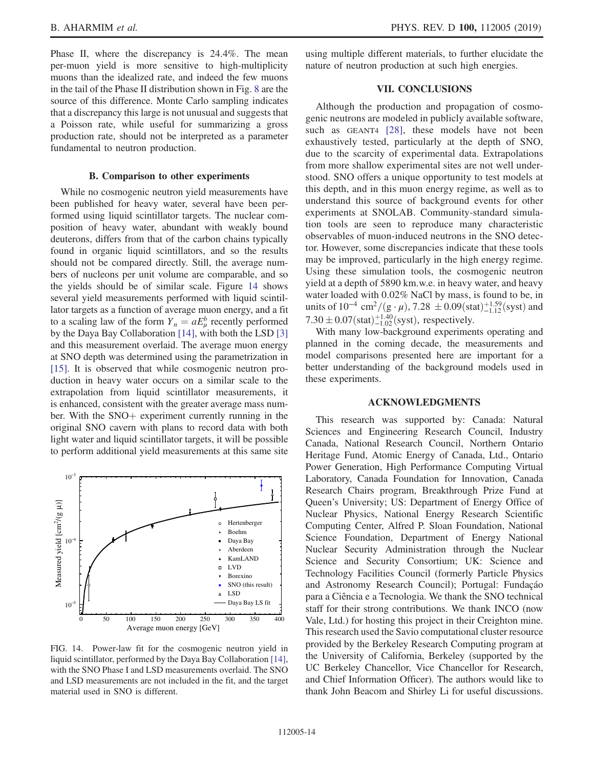Phase II, where the discrepancy is 24.4%. The mean per-muon yield is more sensitive to high-multiplicity muons than the idealized rate, and indeed the few muons in the tail of the Phase II distribution shown in Fig. 8 are the source of this difference. Monte Carlo sampling indicates that a discrepancy this large is not unusual and suggests that a Poisson rate, while useful for summarizing a gross production rate, should not be interpreted as a parameter fundamental to neutron production.

### B. Comparison to other experiments

While no cosmogenic neutron yield measurements have been published for heavy water, several have been performed using liquid scintillator targets. The nuclear composition of heavy water, abundant with weakly bound deuterons, differs from that of the carbon chains typically found in organic liquid scintillators, and so the results should not be compared directly. Still, the average numbers of nucleons per unit volume are comparable, and so the yields should be of similar scale. Figure 14 shows several yield measurements performed with liquid scintillator targets as a function of average muon energy, and a fit to a scaling law of the form $Y_n = aE_\mu^b$ recently performed by the Daya Bay Collaboration [14], with both the LSD [3] and this measurement overlaid. The average muon energy at SNO depth was determined using the parametrization in [15]. It is observed that while cosmogenic neutron production in heavy water occurs on a similar scale to the extrapolation from liquid scintillator measurements, it is enhanced, consistent with the greater average mass number. With the SNO+ experiment currently running in the original SNO cavern with plans to record data with both light water and liquid scintillator targets, it will be possible to perform additional yield measurements at this same site using multiple different materials, to further elucidate the nature of neutron production at such high energies.

FIG. 14. Power-law fit for the cosmogenic neutron yield in liquid scintillator, performed by the Daya Bay Collaboration [14], with the SNO Phase I and LSD measurements overlaid. The SNO and LSD measurements are not included in the fit, and the target material used in SNO is different.

## VII. CONCLUSIONS

Although the production and propagation of cosmogenic neutrons are modeled in publicly available software, such as GEANT4 [28], these models have not been exhaustively tested, particularly at the depth of SNO, due to the scarcity of experimental data. Extrapolations from more shallow experimental sites are not well understood. SNO offers a unique opportunity to test models at this depth, and in this muon energy regime, as well as to understand this source of background events for other experiments at SNOLAB. Community-standard simulation tools are seen to reproduce many characteristic observables of muon-induced neutrons in the SNO detector. However, some discrepancies indicate that these tools may be improved, particularly in the high energy regime. Using these simulation tools, the cosmogenic neutron yield at a depth of 5890 km.w.e. in heavy water, and heavy water loaded with 0.02% NaCl by mass, is found to be, in units of $10^{-4}$ cm$^2/(\mathrm{g}\cdot\mu)$, $7.28 \pm 0.09(\mathrm{stat})^{+1.59}_{-1.12}(\mathrm{syst})$ and $7.30 \pm 0.07(\mathrm{stat})^{+1.40}_{-1.02}(\mathrm{syst})$, respectively.

With many low-background experiments operating and planned in the coming decade, the measurements and model comparisons presented here are important for a better understanding of the background models used in these experiments.

## ACKNOWLEDGMENTS

This research was supported by: Canada: Natural Sciences and Engineering Research Council, Industry Canada, National Research Council, Northern Ontario Heritage Fund, Atomic Energy of Canada, Ltd., Ontario Power Generation, High Performance Computing Virtual Laboratory, Canada Foundation for Innovation, Canada Research Chairs program, Breakthrough Prize Fund at Queen's University; US: Department of Energy Office of Nuclear Physics, National Energy Research Scientific Computing Center, Alfred P. Sloan Foundation, National Science Foundation, Department of Energy National Nuclear Security Administration through the Nuclear Science and Security Consortium; UK: Science and Technology Facilities Council (formerly Particle Physics and Astronomy Research Council); Portugal: Fundaçáo para a Ciência e a Tecnologia. We thank the SNO technical staff for their strong contributions. We thank INCO (now Vale, Ltd.) for hosting this project in their Creighton mine. This research used the Savio computational cluster resource provided by the Berkeley Research Computing program at the University of California, Berkeley (supported by the UC Berkeley Chancellor, Vice Chancellor for Research, and Chief Information Officer). The authors would like to thank John Beacom and Shirley Li for useful discussions.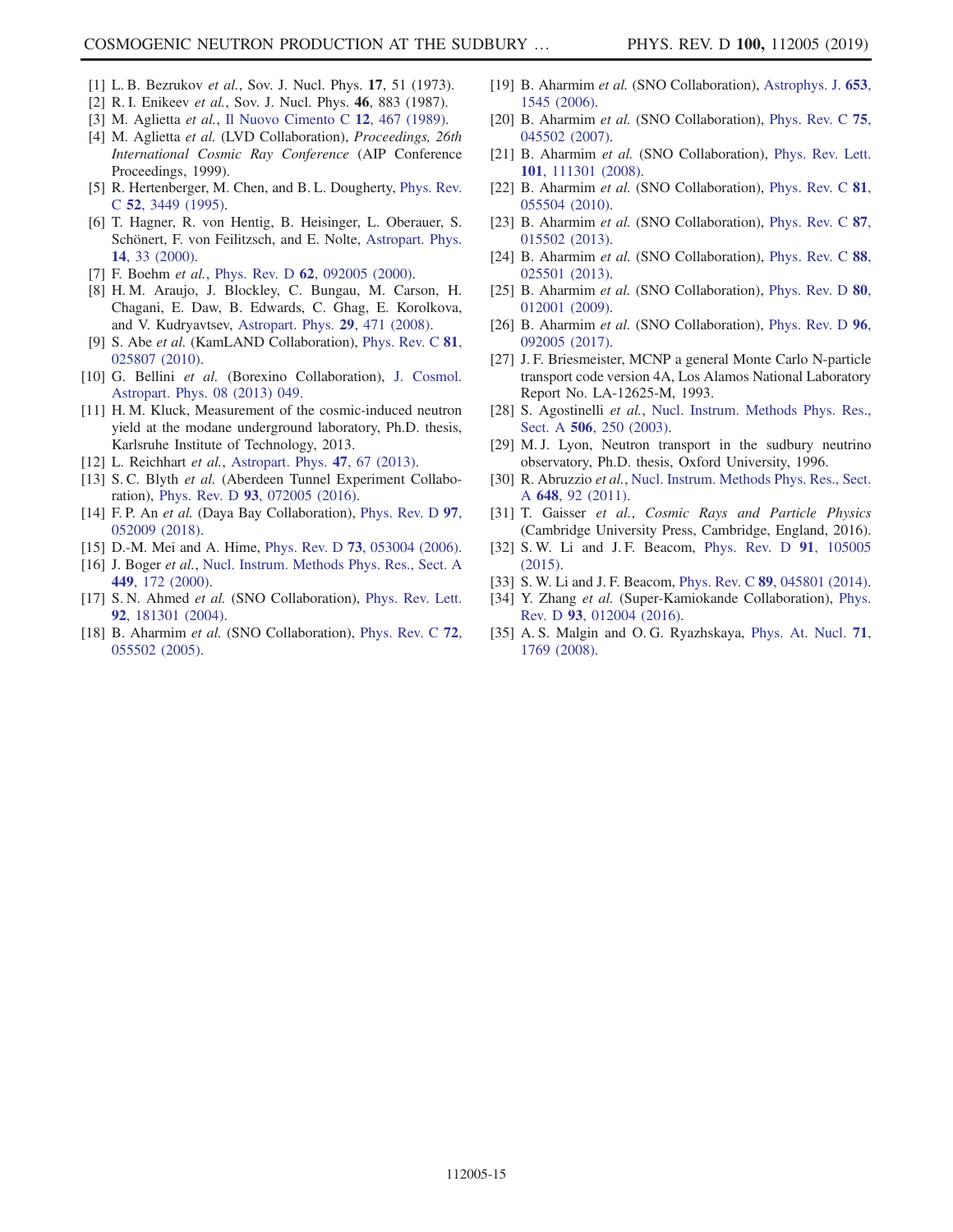[1] L. B. Bezrukov *et al.*, Sov. J. Nucl. Phys. **17**, 51 (1973).

[2] R. I. Enikeev *et al.*, Sov. J. Nucl. Phys. **46**, 883 (1987).

[3] M. Aglietta *et al.*, Il Nuovo Cimento C **12**, 467 (1989).

[4] M. Aglietta *et al.* (LVD Collaboration), *Proceedings, 26th International Cosmic Ray Conference* (AIP Conference Proceedings, 1999).

[5] R. Hertenberger, M. Chen, and B. L. Dougherty, Phys. Rev. C **52**, 3449 (1995).

[6] T. Hagner, R. von Hentig, B. Heisinger, L. Oberauer, S. Schönert, F. von Feilitzsch, and E. Nolte, Astropart. Phys. **14**, 33 (2000).

[7] F. Boehm *et al.*, Phys. Rev. D **62**, 092005 (2000).

[8] H. M. Araujo, J. Blockley, C. Bungau, M. Carson, H. Chagani, E. Daw, B. Edwards, C. Ghag, E. Korolkova, and V. Kudryavtsev, Astropart. Phys. **29**, 471 (2008).

[9] S. Abe *et al.* (KamLAND Collaboration), Phys. Rev. C **81**, 025807 (2010).

[10] G. Bellini *et al.* (Borexino Collaboration), J. Cosmol. Astropart. Phys. 08 (2013) 049.

[11] H. M. Kluck, Measurement of the cosmic-induced neutron yield at the modane underground laboratory, Ph.D. thesis, Karlsruhe Institute of Technology, 2013.

[12] L. Reichhart *et al.*, Astropart. Phys. **47**, 67 (2013).

[13] S. C. Blyth *et al.* (Aberdeen Tunnel Experiment Collaboration), Phys. Rev. D **93**, 072005 (2016).

[14] F. P. An *et al.* (Daya Bay Collaboration), Phys. Rev. D **97**, 052009 (2018).

[15] D.-M. Mei and A. Hime, Phys. Rev. D **73**, 053004 (2006).

[16] J. Boger *et al.*, Nucl. Instrum. Methods Phys. Res., Sect. A **449**, 172 (2000).

[17] S. N. Ahmed *et al.* (SNO Collaboration), Phys. Rev. Lett. **92**, 181301 (2004).

[18] B. Aharmim *et al.* (SNO Collaboration), Phys. Rev. C **72**, 055502 (2005).

[19] B. Aharmim *et al.* (SNO Collaboration), Astrophys. J. **653**, 1545 (2006).

[20] B. Aharmim *et al.* (SNO Collaboration), Phys. Rev. C **75**, 045502 (2007).

[21] B. Aharmim *et al.* (SNO Collaboration), Phys. Rev. Lett. **101**, 111301 (2008).

[22] B. Aharmim *et al.* (SNO Collaboration), Phys. Rev. C **81**, 055504 (2010).

[23] B. Aharmim *et al.* (SNO Collaboration), Phys. Rev. C **87**, 015502 (2013).

[24] B. Aharmim *et al.* (SNO Collaboration), Phys. Rev. C **88**, 025501 (2013).

[25] B. Aharmim *et al.* (SNO Collaboration), Phys. Rev. D **80**, 012001 (2009).

[26] B. Aharmim *et al.* (SNO Collaboration), Phys. Rev. D **96**, 092005 (2017).

[27] J. F. Briesmeister, MCNP a general Monte Carlo N-particle transport code version 4A, Los Alamos National Laboratory Report No. LA-12625-M, 1993.

[28] S. Agostinelli *et al.*, Nucl. Instrum. Methods Phys. Res., Sect. A **506**, 250 (2003).

[29] M. J. Lyon, Neutron transport in the sudbury neutrino observatory, Ph.D. thesis, Oxford University, 1996.

[30] R. Abruzzio *et al.*, Nucl. Instrum. Methods Phys. Res., Sect. A **648**, 92 (2011).

[31] T. Gaisser *et al.*, *Cosmic Rays and Particle Physics* (Cambridge University Press, Cambridge, England, 2016).

[32] S. W. Li and J. F. Beacom, Phys. Rev. D **91**, 105005 (2015).

[33] S. W. Li and J. F. Beacom, Phys. Rev. C **89**, 045801 (2014).

[34] Y. Zhang *et al.* (Super-Kamiokande Collaboration), Phys. Rev. D **93**, 012004 (2016).

[35] A. S. Malgin and O. G. Ryazhskaya, Phys. At. Nucl. **71**, 1769 (2008).